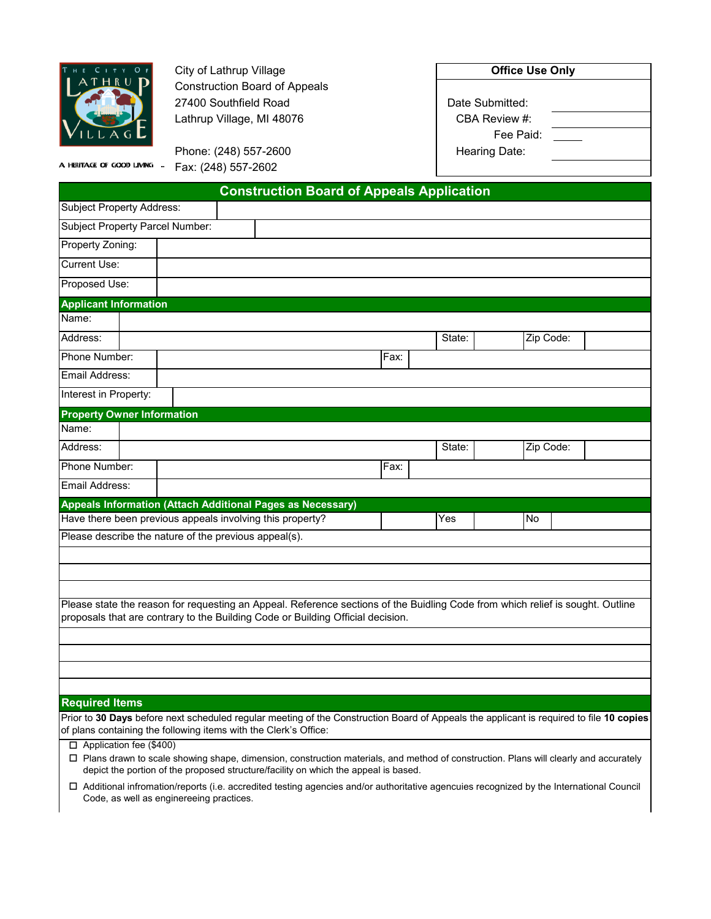City of Lathrup Village
Construction Board of Appeals
27400 Southfield Road
Lathrup Village, MI 48076

Phone: (248) 557-2600
Fax: (248) 557-2602

A HERITAGE OF GOOD LIVING

| Office Use Only | |
|---|---|
| Date Submitted: | |
| CBA Review #: | |
| Fee Paid: | |
| Hearing Date: | |

## Construction Board of Appeals Application

| | |
|---|---|
| Subject Property Address: | |
| Subject Property Parcel Number: | |
| Property Zoning: | |
| Current Use: | |
| Proposed Use: | |

### Applicant Information

| | | | | | |
|---|---|---|---|---|---|
| Name: | | | | | |
| Address: | | State: | | Zip Code: | |
| Phone Number: | | Fax: | | | |
| Email Address: | | | | | |
| Interest in Property: | | | | | |

### Property Owner Information

| | | | | | |
|---|---|---|---|---|---|
| Name: | | | | | |
| Address: | | State: | | Zip Code: | |
| Phone Number: | | Fax: | | | |
| Email Address: | | | | | |

### Appeals Information (Attach Additional Pages as Necessary)

| | | | | |
|---|---|---|---|---|
| Have there been previous appeals involving this property? | Yes | | No | |

Please describe the nature of the previous appeal(s).

Please state the reason for requesting an Appeal. Reference sections of the Buidling Code from which relief is sought. Outline proposals that are contrary to the Building Code or Building Official decision.

### Required Items

Prior to **30 Days** before next scheduled regular meeting of the Construction Board of Appeals the applicant is required to file **10 copies** of plans containing the following items with the Clerk's Office:

- ☐ Application fee ($400)
- ☐ Plans drawn to scale showing shape, dimension, construction materials, and method of construction. Plans will clearly and accurately depict the portion of the proposed structure/facility on which the appeal is based.
- ☐ Additional infromation/reports (i.e. accredited testing agencies and/or authoritative agencuies recognized by the International Council Code, as well as engineereing practices.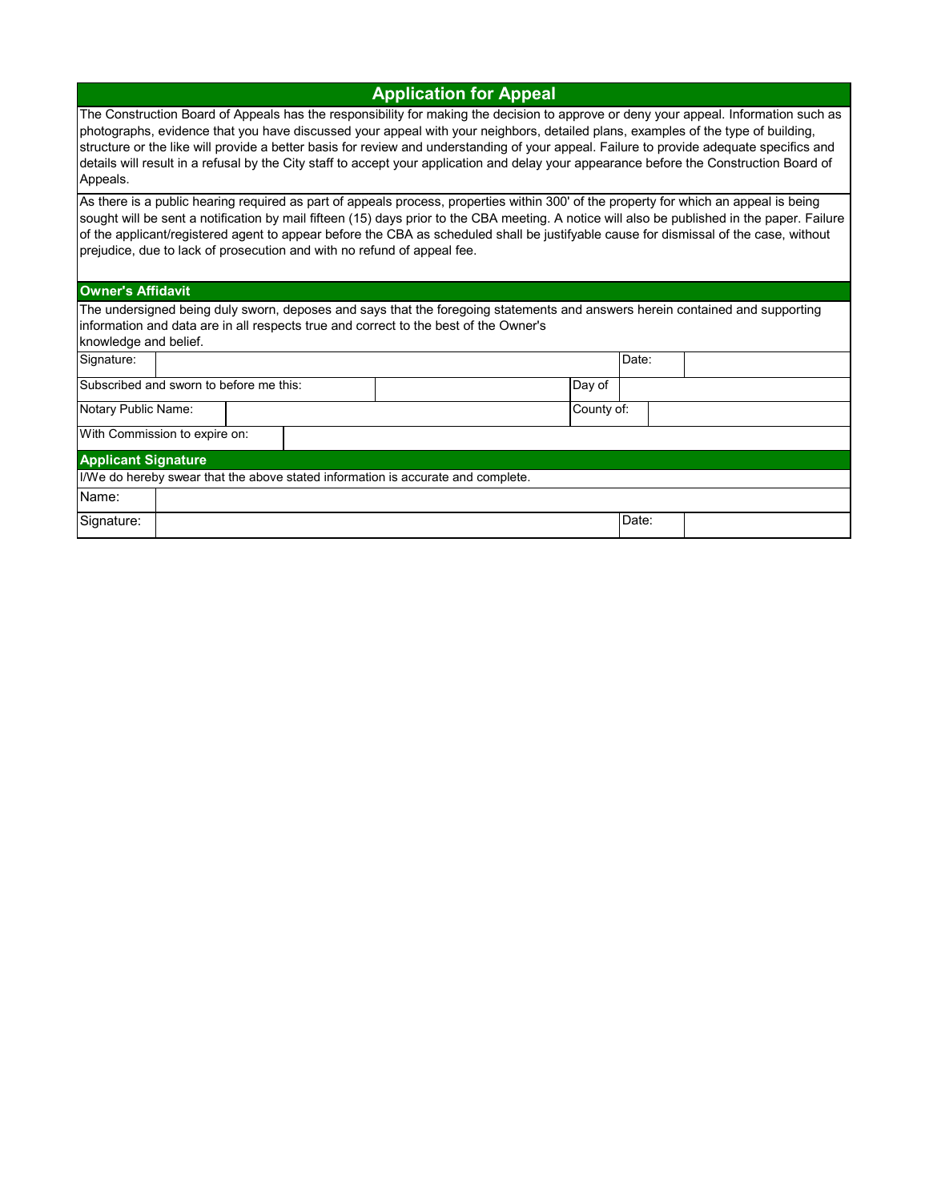## Application for Appeal

The Construction Board of Appeals has the responsibility for making the decision to approve or deny your appeal. Information such as photographs, evidence that you have discussed your appeal with your neighbors, detailed plans, examples of the type of building, structure or the like will provide a better basis for review and understanding of your appeal. Failure to provide adequate specifics and details will result in a refusal by the City staff to accept your application and delay your appearance before the Construction Board of Appeals.

As there is a public hearing required as part of appeals process, properties within 300' of the property for which an appeal is being sought will be sent a notification by mail fifteen (15) days prior to the CBA meeting. A notice will also be published in the paper. Failure of the applicant/registered agent to appear before the CBA as scheduled shall be justifyable cause for dismissal of the case, without prejudice, due to lack of prosecution and with no refund of appeal fee.

### Owner's Affidavit

The undersigned being duly sworn, deposes and says that the foregoing statements and answers herein contained and supporting information and data are in all respects true and correct to the best of the Owner's knowledge and belief.

| | | | |
|---|---|---|---|
| Signature: | | Date: | |
| Subscribed and sworn to before me this: | | Day of | |
| Notary Public Name: | | County of: | |
| With Commission to expire on: | | | |

### Applicant Signature

I/We do hereby swear that the above stated information is accurate and complete.

| | | | |
|---|---|---|---|
| Name: | | | |
| Signature: | | Date: | |